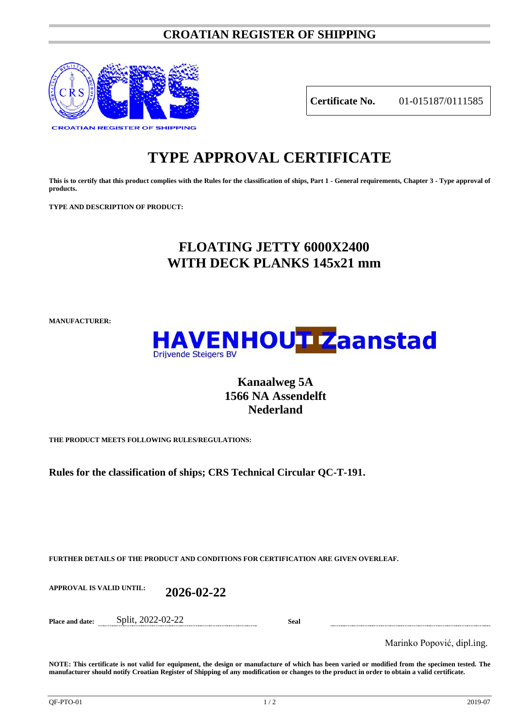# CROATIAN REGISTER OF SHIPPING

CROATIAN REGISTER OF SHIPPING

| **Certificate No.** | 01-015187/0111585 |
|---|---|

# TYPE APPROVAL CERTIFICATE

**This is to certify that this product complies with the Rules for the classification of ships, Part 1 - General requirements, Chapter 3 - Type approval of products.**

**TYPE AND DESCRIPTION OF PRODUCT:**

## FLOATING JETTY 6000X2400
## WITH DECK PLANKS 145x21 mm

**MANUFACTURER:**

**HAVENHOUT Zaanstad**
Drijvende Steigers BV

**Kanaalweg 5A**
**1566 NA Assendelft**
**Nederland**

**THE PRODUCT MEETS FOLLOWING RULES/REGULATIONS:**

**Rules for the classification of ships; CRS Technical Circular QC-T-191.**

**FURTHER DETAILS OF THE PRODUCT AND CONDITIONS FOR CERTIFICATION ARE GIVEN OVERLEAF.**

**APPROVAL IS VALID UNTIL:** **2026-02-22**

**Place and date:** Split, 2022-02-22 **Seal**

Marinko Popović, dipl.ing.

**NOTE: This certificate is not valid for equipment, the design or manufacture of which has been varied or modified from the specimen tested. The manufacturer should notify Croatian Register of Shipping of any modification or changes to the product in order to obtain a valid certificate.**

QF-PTO-01 2019-07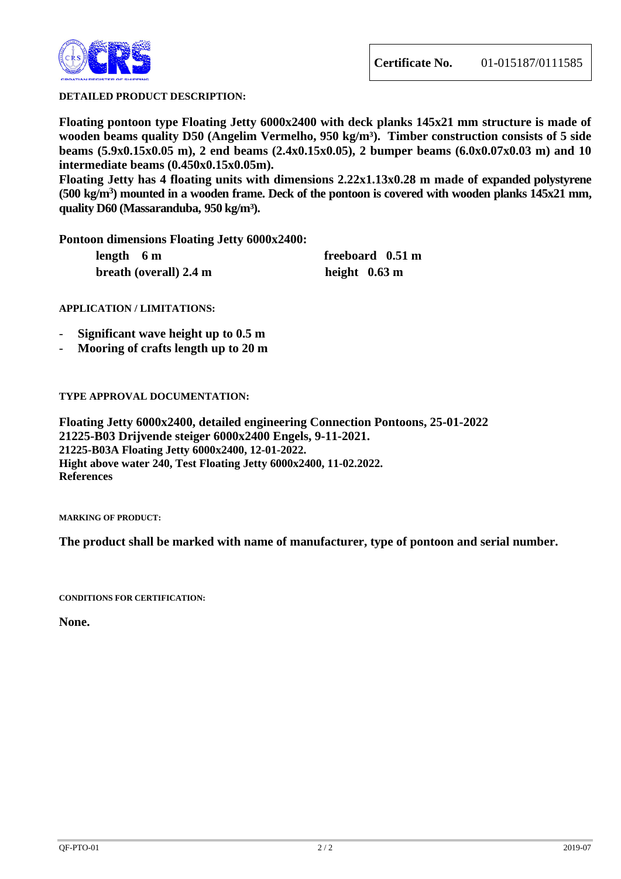**Certificate No.** 01-015187/0111585

DETAILED PRODUCT DESCRIPTION:

**Floating pontoon type Floating Jetty 6000x2400 with deck planks 145x21 mm structure is made of wooden beams quality D50 (Angelim Vermelho, 950 kg/m$^3$). Timber construction consists of 5 side beams (5.9x0.15x0.05 m), 2 end beams (2.4x0.15x0.05), 2 bumper beams (6.0x0.07x0.03 m) and 10 intermediate beams (0.450x0.15x0.05m).**
**Floating Jetty has 4 floating units with dimensions 2.22x1.13x0.28 m made of expanded polystyrene (500 kg/m$^3$) mounted in a wooden frame. Deck of the pontoon is covered with wooden planks 145x21 mm, quality D60 (Massaranduba, 950 kg/m$^3$).**

**Pontoon dimensions Floating Jetty 6000x2400:**

| | |
|---|---|
| **length 6 m** | **freeboard 0.51 m** |
| **breath (overall) 2.4 m** | **height 0.63 m** |

APPLICATION / LIMITATIONS:

- **Significant wave height up to 0.5 m**
- **Mooring of crafts length up to 20 m**

TYPE APPROVAL DOCUMENTATION:

**Floating Jetty 6000x2400, detailed engineering Connection Pontoons, 25-01-2022**
**21225-B03 Drijvende steiger 6000x2400 Engels, 9-11-2021.**
**21225-B03A Floating Jetty 6000x2400, 12-01-2022.**
**Hight above water 240, Test Floating Jetty 6000x2400, 11-02.2022.**
**References**

MARKING OF PRODUCT:

**The product shall be marked with name of manufacturer, type of pontoon and serial number.**

CONDITIONS FOR CERTIFICATION:

**None.**

QF-PTO-01 2019-07